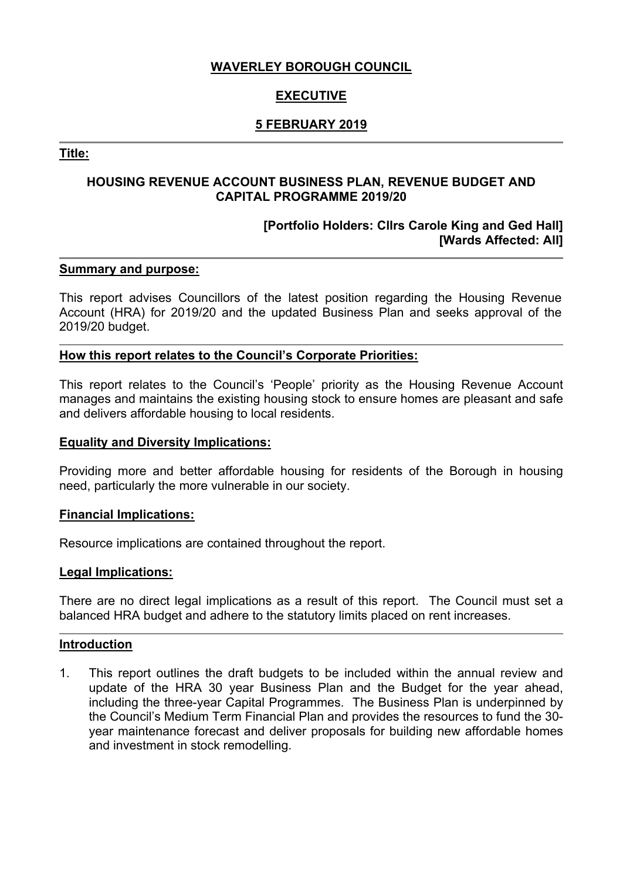**WAVERLEY BOROUGH COUNCIL**

**EXECUTIVE**

**5 FEBRUARY 2019**

---

**Title:**

**HOUSING REVENUE ACCOUNT BUSINESS PLAN, REVENUE BUDGET AND CAPITAL PROGRAMME 2019/20**

**[Portfolio Holders: Cllrs Carole King and Ged Hall]**
**[Wards Affected: All]**

---

**Summary and purpose:**

This report advises Councillors of the latest position regarding the Housing Revenue Account (HRA) for 2019/20 and the updated Business Plan and seeks approval of the 2019/20 budget.

---

**How this report relates to the Council's Corporate Priorities:**

This report relates to the Council's 'People' priority as the Housing Revenue Account manages and maintains the existing housing stock to ensure homes are pleasant and safe and delivers affordable housing to local residents.

**Equality and Diversity Implications:**

Providing more and better affordable housing for residents of the Borough in housing need, particularly the more vulnerable in our society.

**Financial Implications:**

Resource implications are contained throughout the report.

**Legal Implications:**

There are no direct legal implications as a result of this report. The Council must set a balanced HRA budget and adhere to the statutory limits placed on rent increases.

---

**Introduction**

1. This report outlines the draft budgets to be included within the annual review and update of the HRA 30 year Business Plan and the Budget for the year ahead, including the three-year Capital Programmes. The Business Plan is underpinned by the Council's Medium Term Financial Plan and provides the resources to fund the 30-year maintenance forecast and deliver proposals for building new affordable homes and investment in stock remodelling.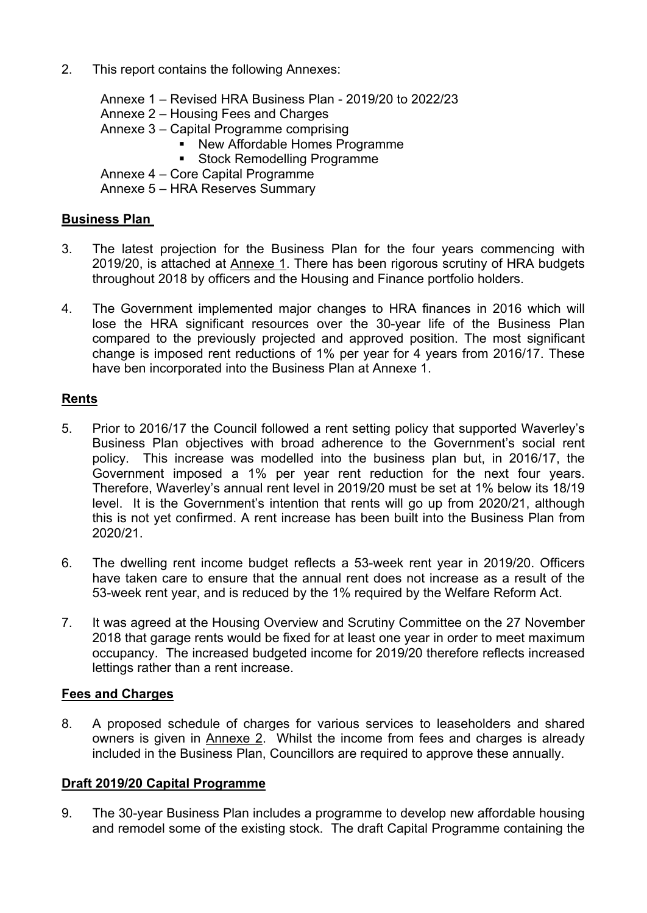2. This report contains the following Annexes:

   Annexe 1 – Revised HRA Business Plan - 2019/20 to 2022/23
   Annexe 2 – Housing Fees and Charges
   Annexe 3 – Capital Programme comprising
   - New Affordable Homes Programme
   - Stock Remodelling Programme

   Annexe 4 – Core Capital Programme
   Annexe 5 – HRA Reserves Summary

## Business Plan

3. The latest projection for the Business Plan for the four years commencing with 2019/20, is attached at Annexe 1. There has been rigorous scrutiny of HRA budgets throughout 2018 by officers and the Housing and Finance portfolio holders.

4. The Government implemented major changes to HRA finances in 2016 which will lose the HRA significant resources over the 30-year life of the Business Plan compared to the previously projected and approved position. The most significant change is imposed rent reductions of 1% per year for 4 years from 2016/17. These have ben incorporated into the Business Plan at Annexe 1.

## Rents

5. Prior to 2016/17 the Council followed a rent setting policy that supported Waverley's Business Plan objectives with broad adherence to the Government's social rent policy. This increase was modelled into the business plan but, in 2016/17, the Government imposed a 1% per year rent reduction for the next four years. Therefore, Waverley's annual rent level in 2019/20 must be set at 1% below its 18/19 level. It is the Government's intention that rents will go up from 2020/21, although this is not yet confirmed. A rent increase has been built into the Business Plan from 2020/21.

6. The dwelling rent income budget reflects a 53-week rent year in 2019/20. Officers have taken care to ensure that the annual rent does not increase as a result of the 53-week rent year, and is reduced by the 1% required by the Welfare Reform Act.

7. It was agreed at the Housing Overview and Scrutiny Committee on the 27 November 2018 that garage rents would be fixed for at least one year in order to meet maximum occupancy. The increased budgeted income for 2019/20 therefore reflects increased lettings rather than a rent increase.

## Fees and Charges

8. A proposed schedule of charges for various services to leaseholders and shared owners is given in Annexe 2. Whilst the income from fees and charges is already included in the Business Plan, Councillors are required to approve these annually.

## Draft 2019/20 Capital Programme

9. The 30-year Business Plan includes a programme to develop new affordable housing and remodel some of the existing stock. The draft Capital Programme containing the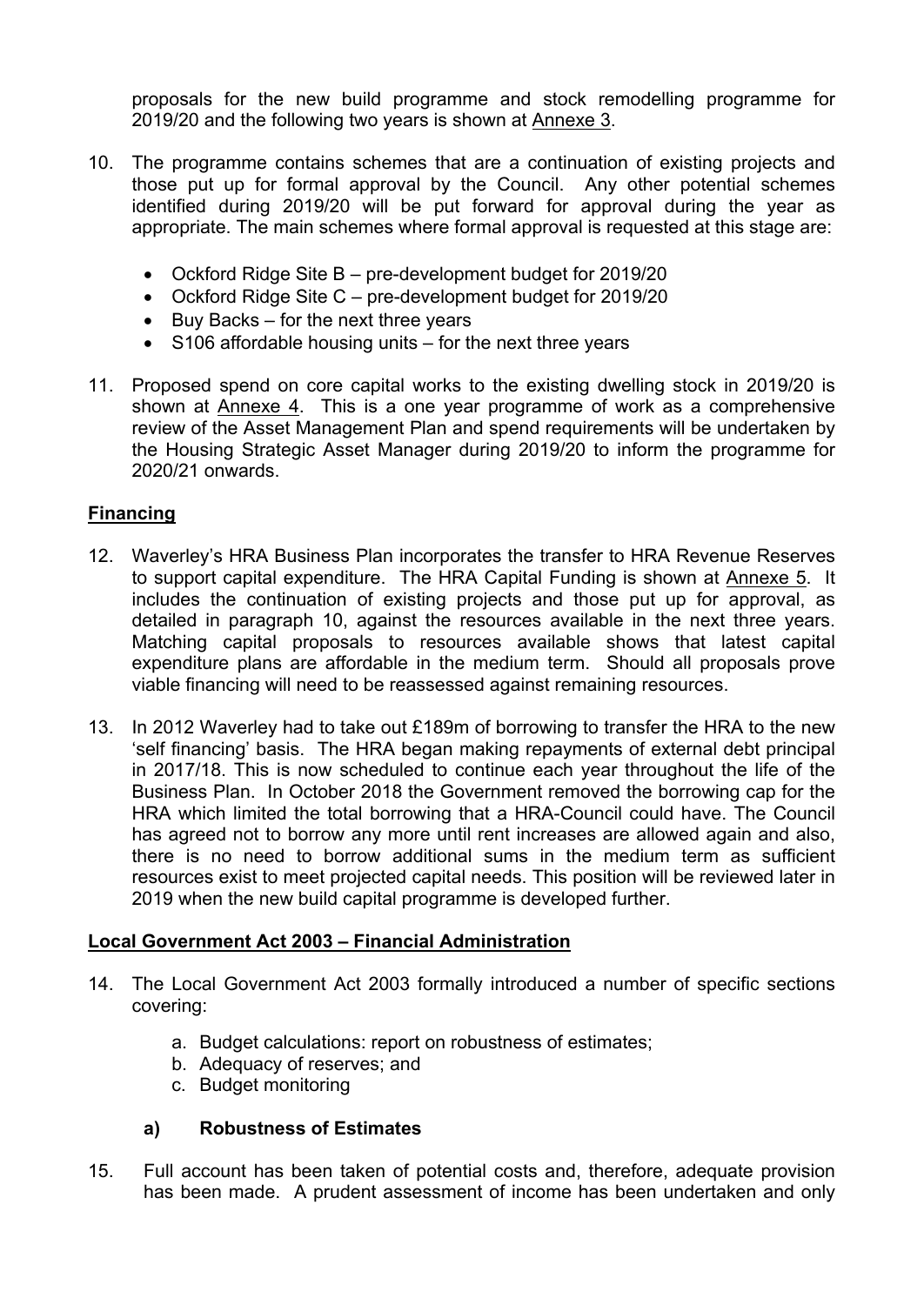proposals for the new build programme and stock remodelling programme for 2019/20 and the following two years is shown at Annexe 3.

10. The programme contains schemes that are a continuation of existing projects and those put up for formal approval by the Council. Any other potential schemes identified during 2019/20 will be put forward for approval during the year as appropriate. The main schemes where formal approval is requested at this stage are:

    - Ockford Ridge Site B – pre-development budget for 2019/20
    - Ockford Ridge Site C – pre-development budget for 2019/20
    - Buy Backs – for the next three years
    - S106 affordable housing units – for the next three years

11. Proposed spend on core capital works to the existing dwelling stock in 2019/20 is shown at Annexe 4. This is a one year programme of work as a comprehensive review of the Asset Management Plan and spend requirements will be undertaken by the Housing Strategic Asset Manager during 2019/20 to inform the programme for 2020/21 onwards.

## Financing

12. Waverley's HRA Business Plan incorporates the transfer to HRA Revenue Reserves to support capital expenditure. The HRA Capital Funding is shown at Annexe 5. It includes the continuation of existing projects and those put up for approval, as detailed in paragraph 10, against the resources available in the next three years. Matching capital proposals to resources available shows that latest capital expenditure plans are affordable in the medium term. Should all proposals prove viable financing will need to be reassessed against remaining resources.

13. In 2012 Waverley had to take out £189m of borrowing to transfer the HRA to the new 'self financing' basis. The HRA began making repayments of external debt principal in 2017/18. This is now scheduled to continue each year throughout the life of the Business Plan. In October 2018 the Government removed the borrowing cap for the HRA which limited the total borrowing that a HRA-Council could have. The Council has agreed not to borrow any more until rent increases are allowed again and also, there is no need to borrow additional sums in the medium term as sufficient resources exist to meet projected capital needs. This position will be reviewed later in 2019 when the new build capital programme is developed further.

## Local Government Act 2003 – Financial Administration

14. The Local Government Act 2003 formally introduced a number of specific sections covering:

    a. Budget calculations: report on robustness of estimates;
    b. Adequacy of reserves; and
    c. Budget monitoring

### a) Robustness of Estimates

15. Full account has been taken of potential costs and, therefore, adequate provision has been made. A prudent assessment of income has been undertaken and only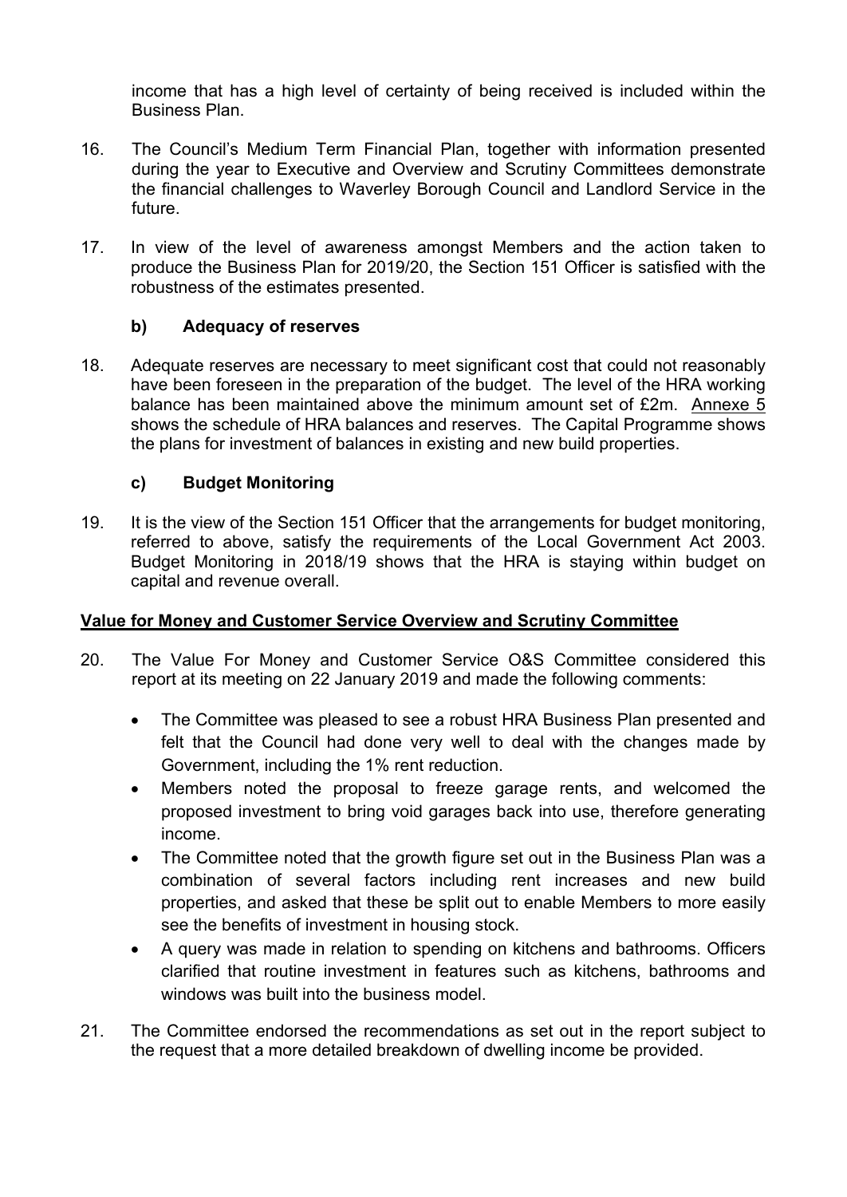income that has a high level of certainty of being received is included within the Business Plan.

16. The Council's Medium Term Financial Plan, together with information presented during the year to Executive and Overview and Scrutiny Committees demonstrate the financial challenges to Waverley Borough Council and Landlord Service in the future.

17. In view of the level of awareness amongst Members and the action taken to produce the Business Plan for 2019/20, the Section 151 Officer is satisfied with the robustness of the estimates presented.

### b) Adequacy of reserves

18. Adequate reserves are necessary to meet significant cost that could not reasonably have been foreseen in the preparation of the budget. The level of the HRA working balance has been maintained above the minimum amount set of £2m. Annexe 5 shows the schedule of HRA balances and reserves. The Capital Programme shows the plans for investment of balances in existing and new build properties.

### c) Budget Monitoring

19. It is the view of the Section 151 Officer that the arrangements for budget monitoring, referred to above, satisfy the requirements of the Local Government Act 2003. Budget Monitoring in 2018/19 shows that the HRA is staying within budget on capital and revenue overall.

## Value for Money and Customer Service Overview and Scrutiny Committee

20. The Value For Money and Customer Service O&S Committee considered this report at its meeting on 22 January 2019 and made the following comments:

    - The Committee was pleased to see a robust HRA Business Plan presented and felt that the Council had done very well to deal with the changes made by Government, including the 1% rent reduction.
    - Members noted the proposal to freeze garage rents, and welcomed the proposed investment to bring void garages back into use, therefore generating income.
    - The Committee noted that the growth figure set out in the Business Plan was a combination of several factors including rent increases and new build properties, and asked that these be split out to enable Members to more easily see the benefits of investment in housing stock.
    - A query was made in relation to spending on kitchens and bathrooms. Officers clarified that routine investment in features such as kitchens, bathrooms and windows was built into the business model.

21. The Committee endorsed the recommendations as set out in the report subject to the request that a more detailed breakdown of dwelling income be provided.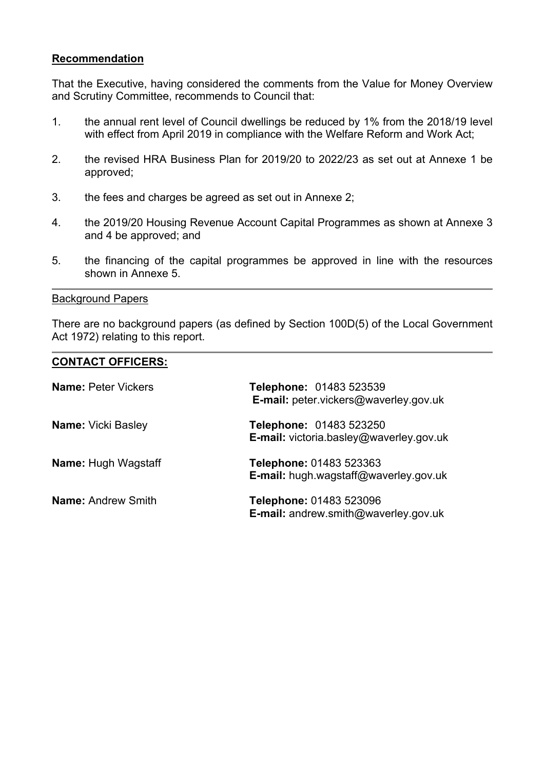## **Recommendation**

That the Executive, having considered the comments from the Value for Money Overview and Scrutiny Committee, recommends to Council that:

1. the annual rent level of Council dwellings be reduced by 1% from the 2018/19 level with effect from April 2019 in compliance with the Welfare Reform and Work Act;

2. the revised HRA Business Plan for 2019/20 to 2022/23 as set out at Annexe 1 be approved;

3. the fees and charges be agreed as set out in Annexe 2;

4. the 2019/20 Housing Revenue Account Capital Programmes as shown at Annexe 3 and 4 be approved; and

5. the financing of the capital programmes be approved in line with the resources shown in Annexe 5.

---

Background Papers

There are no background papers (as defined by Section 100D(5) of the Local Government Act 1972) relating to this report.

---

## **CONTACT OFFICERS:**

| | |
|---|---|
| **Name:** Peter Vickers | **Telephone:** 01483 523539<br>**E-mail:** peter.vickers@waverley.gov.uk |
| **Name:** Vicki Basley | **Telephone:** 01483 523250<br>**E-mail:** victoria.basley@waverley.gov.uk |
| **Name:** Hugh Wagstaff | **Telephone:** 01483 523363<br>**E-mail:** hugh.wagstaff@waverley.gov.uk |
| **Name:** Andrew Smith | **Telephone:** 01483 523096<br>**E-mail:** andrew.smith@waverley.gov.uk |